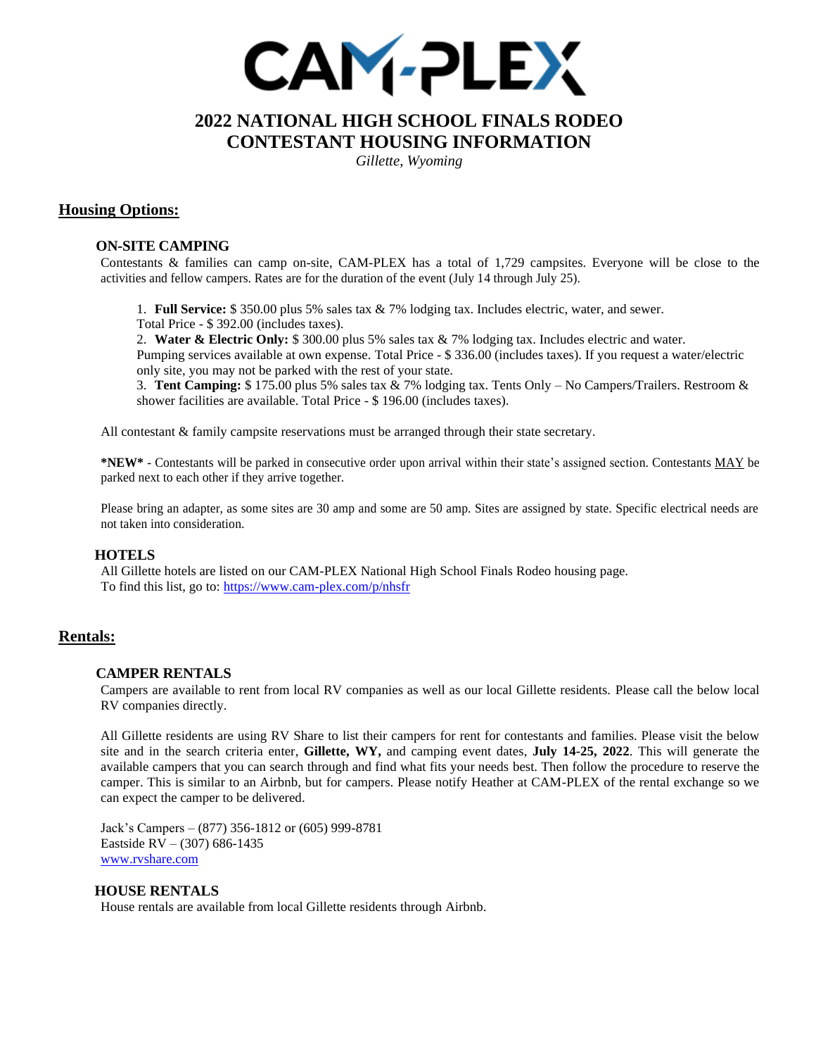# CAM-PLEX

## 2022 NATIONAL HIGH SCHOOL FINALS RODEO
## CONTESTANT HOUSING INFORMATION

*Gillette, Wyoming*

## Housing Options:

### ON-SITE CAMPING

Contestants & families can camp on-site, CAM-PLEX has a total of 1,729 campsites. Everyone will be close to the activities and fellow campers. Rates are for the duration of the event (July 14 through July 25).

1. **Full Service:** $ 350.00 plus 5% sales tax & 7% lodging tax. Includes electric, water, and sewer. Total Price - $ 392.00 (includes taxes).
2. **Water & Electric Only:** $ 300.00 plus 5% sales tax & 7% lodging tax. Includes electric and water. Pumping services available at own expense. Total Price - $ 336.00 (includes taxes). If you request a water/electric only site, you may not be parked with the rest of your state.
3. **Tent Camping:** $ 175.00 plus 5% sales tax & 7% lodging tax. Tents Only – No Campers/Trailers. Restroom & shower facilities are available. Total Price - $ 196.00 (includes taxes).

All contestant & family campsite reservations must be arranged through their state secretary.

**\*NEW\*** - Contestants will be parked in consecutive order upon arrival within their state's assigned section. Contestants MAY be parked next to each other if they arrive together.

Please bring an adapter, as some sites are 30 amp and some are 50 amp. Sites are assigned by state. Specific electrical needs are not taken into consideration.

### HOTELS

All Gillette hotels are listed on our CAM-PLEX National High School Finals Rodeo housing page.
To find this list, go to: https://www.cam-plex.com/p/nhsfr

## Rentals:

### CAMPER RENTALS

Campers are available to rent from local RV companies as well as our local Gillette residents. Please call the below local RV companies directly.

All Gillette residents are using RV Share to list their campers for rent for contestants and families. Please visit the below site and in the search criteria enter, **Gillette, WY,** and camping event dates, **July 14-25, 2022**. This will generate the available campers that you can search through and find what fits your needs best. Then follow the procedure to reserve the camper. This is similar to an Airbnb, but for campers. Please notify Heather at CAM-PLEX of the rental exchange so we can expect the camper to be delivered.

Jack's Campers – (877) 356-1812 or (605) 999-8781
Eastside RV – (307) 686-1435
www.rvshare.com

### HOUSE RENTALS

House rentals are available from local Gillette residents through Airbnb.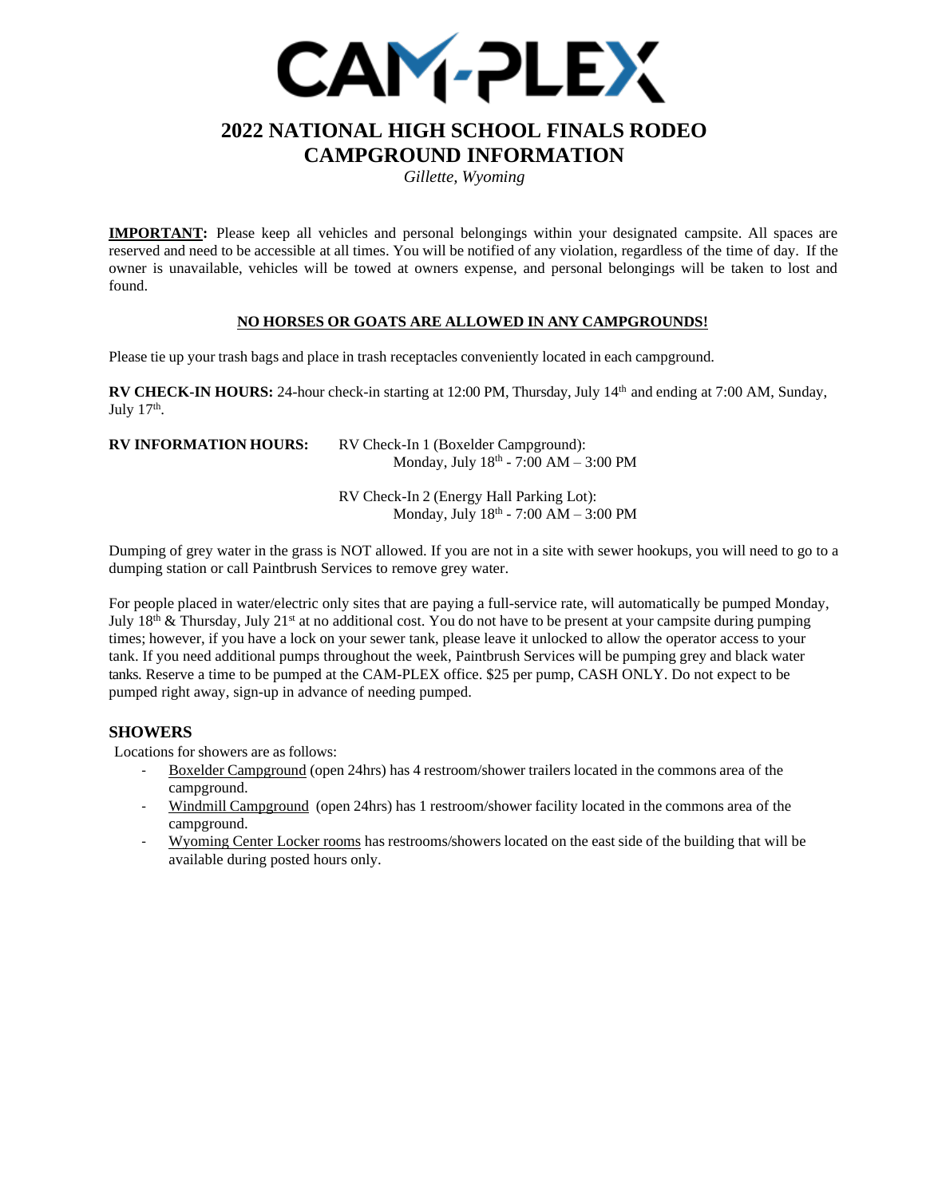# CAM-PLEX

## 2022 NATIONAL HIGH SCHOOL FINALS RODEO CAMPGROUND INFORMATION

*Gillette, Wyoming*

**<u>IMPORTANT</u>:** Please keep all vehicles and personal belongings within your designated campsite. All spaces are reserved and need to be accessible at all times. You will be notified of any violation, regardless of the time of day. If the owner is unavailable, vehicles will be towed at owners expense, and personal belongings will be taken to lost and found.

**<u>NO HORSES OR GOATS ARE ALLOWED IN ANY CAMPGROUNDS!</u>**

Please tie up your trash bags and place in trash receptacles conveniently located in each campground.

**RV CHECK-IN HOURS:** 24-hour check-in starting at 12:00 PM, Thursday, July 14th and ending at 7:00 AM, Sunday, July 17th.

**RV INFORMATION HOURS:**

RV Check-In 1 (Boxelder Campground):
Monday, July 18th - 7:00 AM – 3:00 PM

RV Check-In 2 (Energy Hall Parking Lot):
Monday, July 18th - 7:00 AM – 3:00 PM

Dumping of grey water in the grass is NOT allowed. If you are not in a site with sewer hookups, you will need to go to a dumping station or call Paintbrush Services to remove grey water.

For people placed in water/electric only sites that are paying a full-service rate, will automatically be pumped Monday, July 18th & Thursday, July 21st at no additional cost. You do not have to be present at your campsite during pumping times; however, if you have a lock on your sewer tank, please leave it unlocked to allow the operator access to your tank. If you need additional pumps throughout the week, Paintbrush Services will be pumping grey and black water tanks. Reserve a time to be pumped at the CAM-PLEX office. $25 per pump, CASH ONLY. Do not expect to be pumped right away, sign-up in advance of needing pumped.

### SHOWERS

Locations for showers are as follows:

- <u>Boxelder Campground</u> (open 24hrs) has 4 restroom/shower trailers located in the commons area of the campground.
- <u>Windmill Campground</u> (open 24hrs) has 1 restroom/shower facility located in the commons area of the campground.
- <u>Wyoming Center Locker rooms</u> has restrooms/showers located on the east side of the building that will be available during posted hours only.